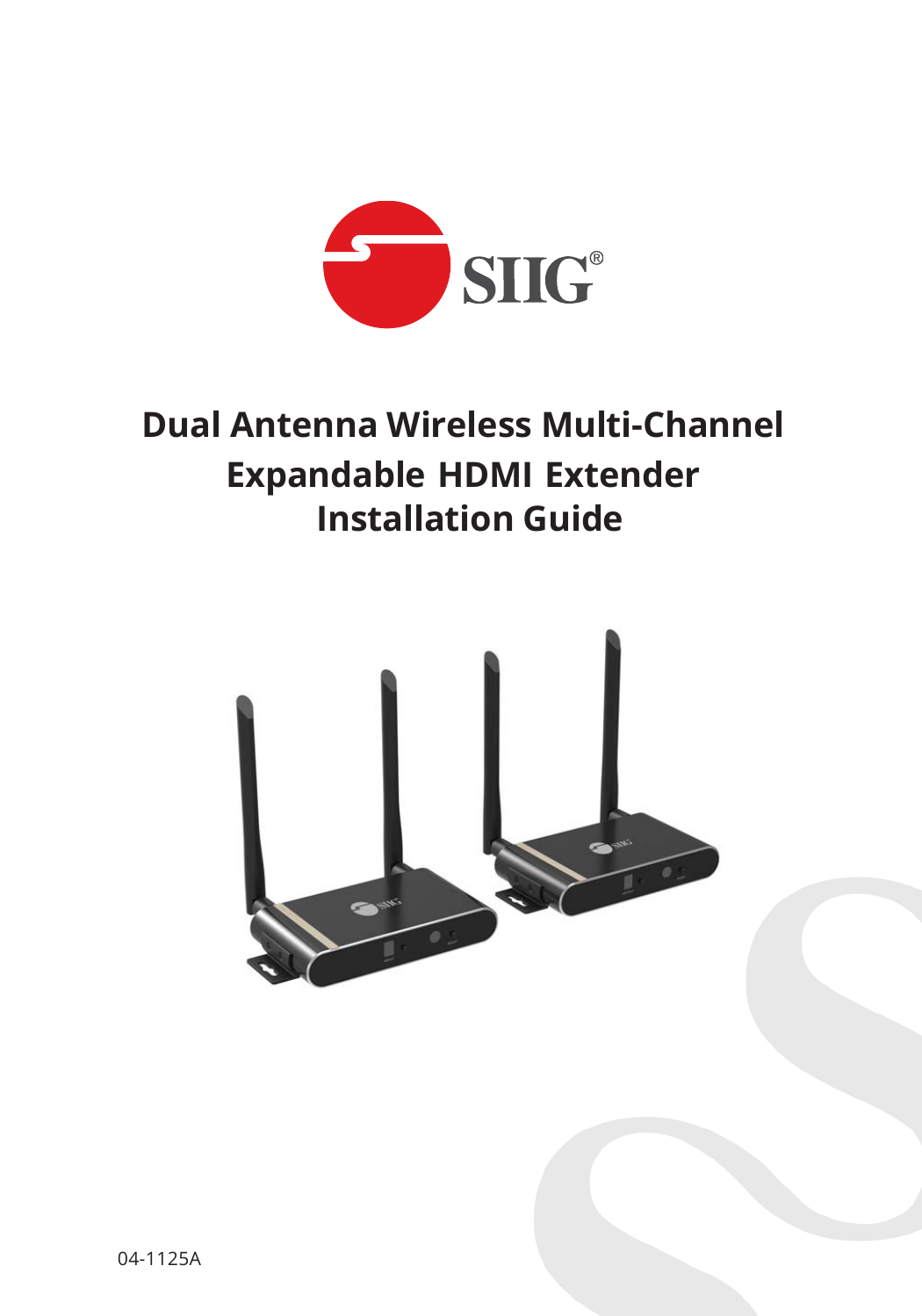SIIG®

# Dual Antenna Wireless Multi-Channel Expandable HDMI Extender Installation Guide

04-1125A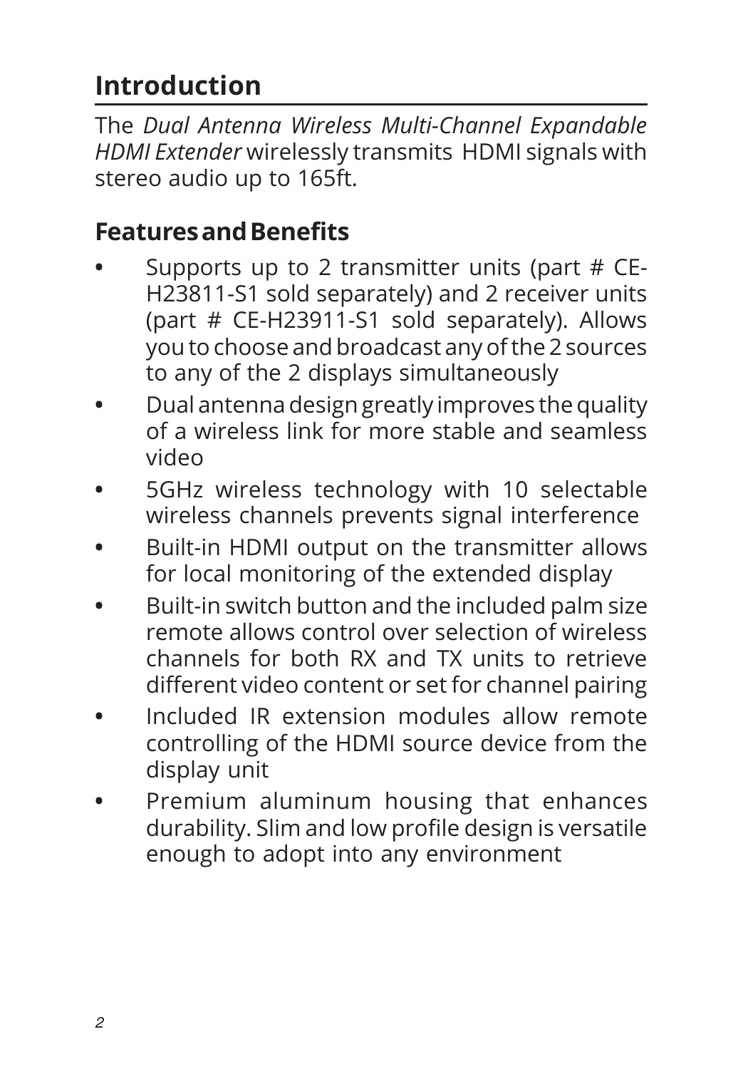# Introduction

The *Dual Antenna Wireless Multi-Channel Expandable HDMI Extender* wirelessly transmits HDMI signals with stereo audio up to 165ft.

## Features and Benefits

- Supports up to 2 transmitter units (part # CE-H23811-S1 sold separately) and 2 receiver units (part # CE-H23911-S1 sold separately). Allows you to choose and broadcast any of the 2 sources to any of the 2 displays simultaneously
- Dual antenna design greatly improves the quality of a wireless link for more stable and seamless video
- 5GHz wireless technology with 10 selectable wireless channels prevents signal interference
- Built-in HDMI output on the transmitter allows for local monitoring of the extended display
- Built-in switch button and the included palm size remote allows control over selection of wireless channels for both RX and TX units to retrieve different video content or set for channel pairing
- Included IR extension modules allow remote controlling of the HDMI source device from the display unit
- Premium aluminum housing that enhances durability. Slim and low profile design is versatile enough to adopt into any environment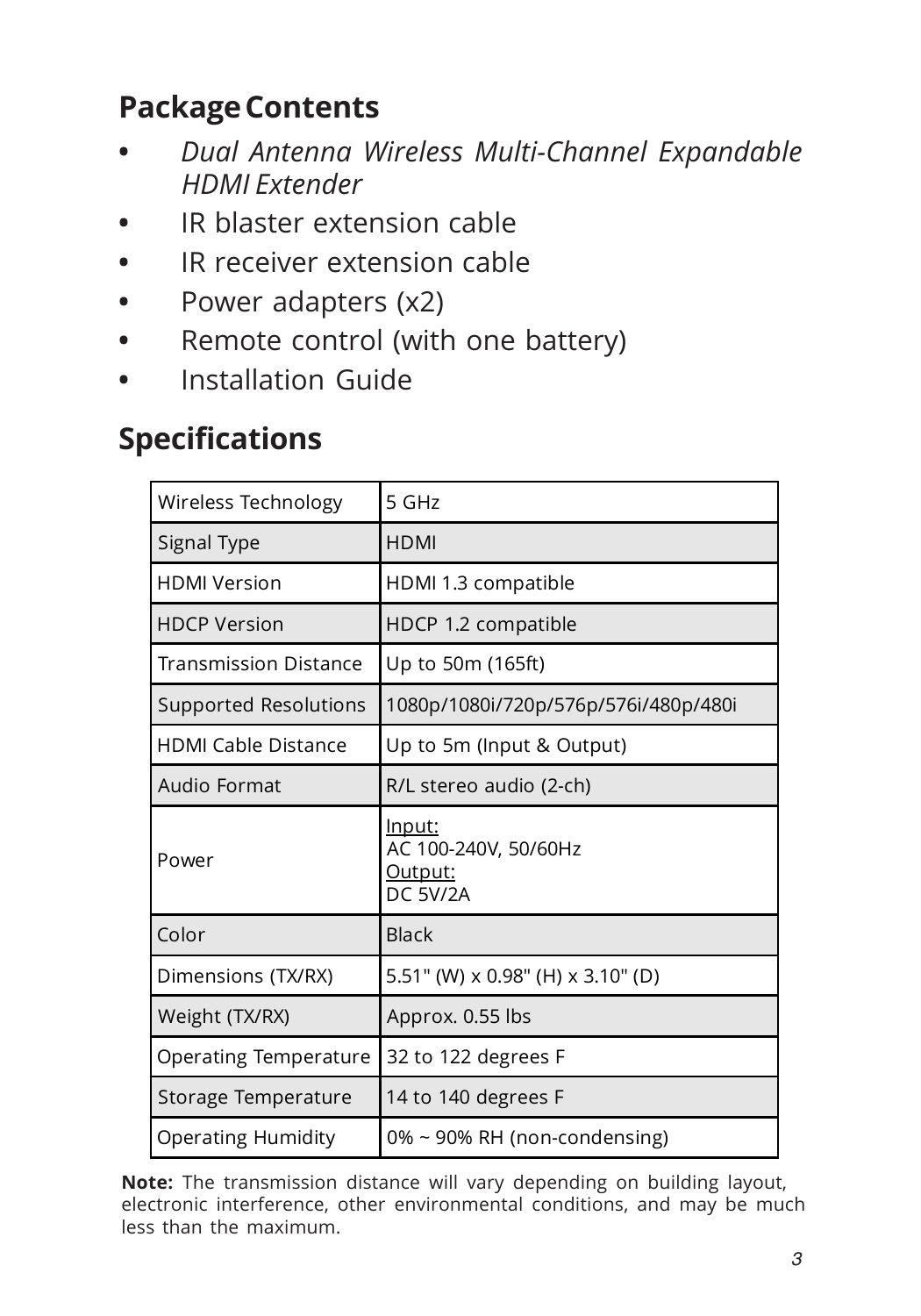## Package Contents

- *Dual Antenna Wireless Multi-Channel Expandable HDMI Extender*
- IR blaster extension cable
- IR receiver extension cable
- Power adapters (x2)
- Remote control (with one battery)
- Installation Guide

## Specifications

| | |
|---|---|
| Wireless Technology | 5 GHz |
| Signal Type | HDMI |
| HDMI Version | HDMI 1.3 compatible |
| HDCP Version | HDCP 1.2 compatible |
| Transmission Distance | Up to 50m (165ft) |
| Supported Resolutions | 1080p/1080i/720p/576p/576i/480p/480i |
| HDMI Cable Distance | Up to 5m (Input & Output) |
| Audio Format | R/L stereo audio (2-ch) |
| Power | Input:<br>AC 100-240V, 50/60Hz<br>Output:<br>DC 5V/2A |
| Color | Black |
| Dimensions (TX/RX) | 5.51" (W) x 0.98" (H) x 3.10" (D) |
| Weight (TX/RX) | Approx. 0.55 lbs |
| Operating Temperature | 32 to 122 degrees F |
| Storage Temperature | 14 to 140 degrees F |
| Operating Humidity | 0% ~ 90% RH (non-condensing) |

**Note:** The transmission distance will vary depending on building layout, electronic interference, other environmental conditions, and may be much less than the maximum.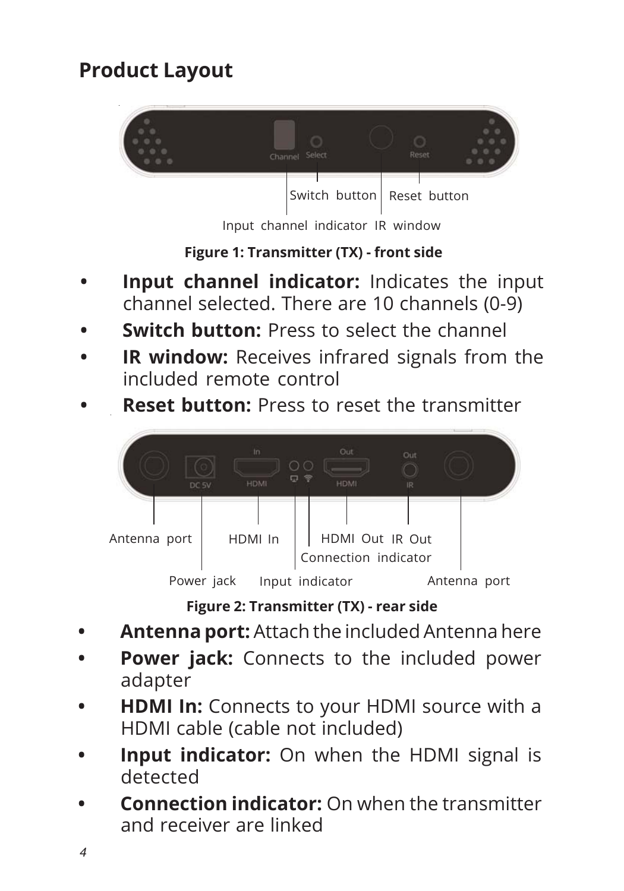## Product Layout

Switch button Reset button

Input channel indicator IR window

**Figure 1: Transmitter (TX) - front side**

- **Input channel indicator:** Indicates the input channel selected. There are 10 channels (0-9)
- **Switch button:** Press to select the channel
- **IR window:** Receives infrared signals from the included remote control
- **Reset button:** Press to reset the transmitter

Antenna port HDMI In HDMI Out IR Out

Connection indicator

Power jack Input indicator Antenna port

**Figure 2: Transmitter (TX) - rear side**

- **Antenna port:** Attach the included Antenna here
- **Power jack:** Connects to the included power adapter
- **HDMI In:** Connects to your HDMI source with a HDMI cable (cable not included)
- **Input indicator:** On when the HDMI signal is detected
- **Connection indicator:** On when the transmitter and receiver are linked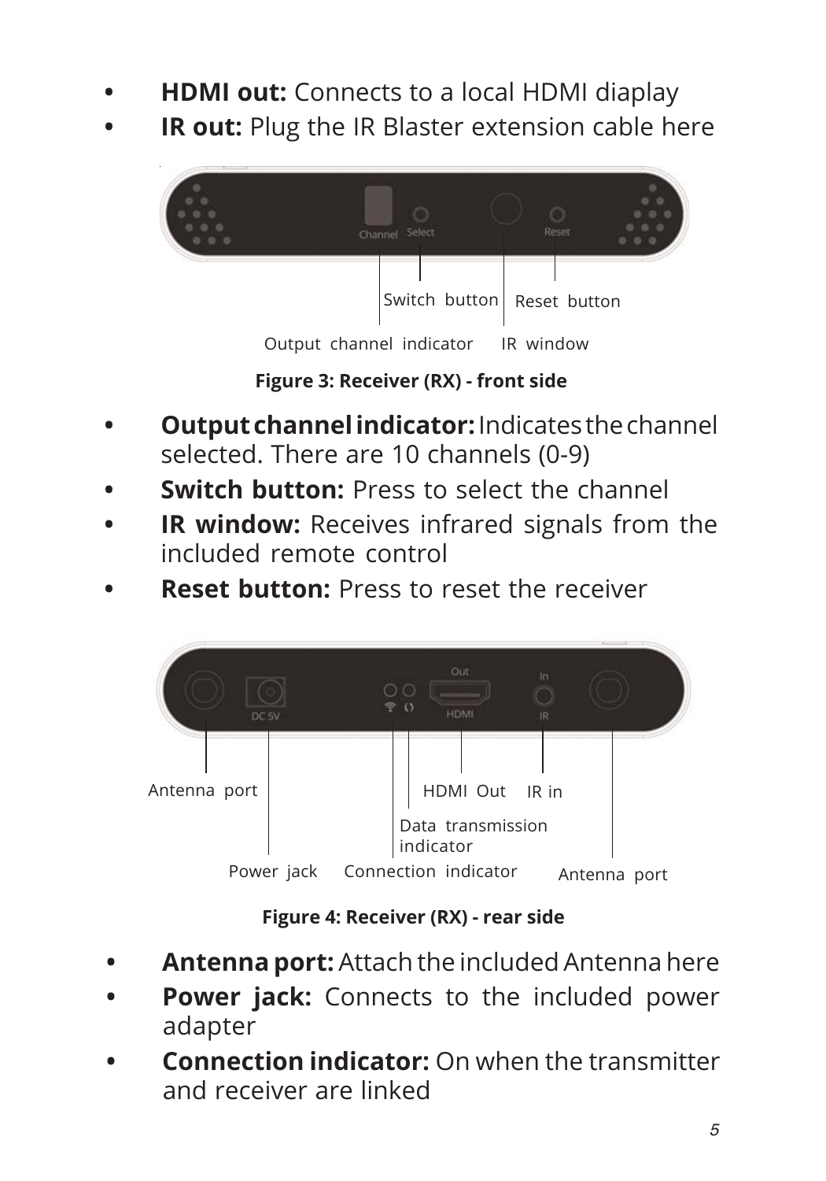- **HDMI out:** Connects to a local HDMI diaplay
- **IR out:** Plug the IR Blaster extension cable here

Switch button Reset button

Output channel indicator IR window

**Figure 3: Receiver (RX) - front side**

- **Output channel indicator:** Indicates the channel selected. There are 10 channels (0-9)
- **Switch button:** Press to select the channel
- **IR window:** Receives infrared signals from the included remote control
- **Reset button:** Press to reset the receiver

Antenna port HDMI Out IR in

Data transmission indicator

Power jack Connection indicator Antenna port

**Figure 4: Receiver (RX) - rear side**

- **Antenna port:** Attach the included Antenna here
- **Power jack:** Connects to the included power adapter
- **Connection indicator:** On when the transmitter and receiver are linked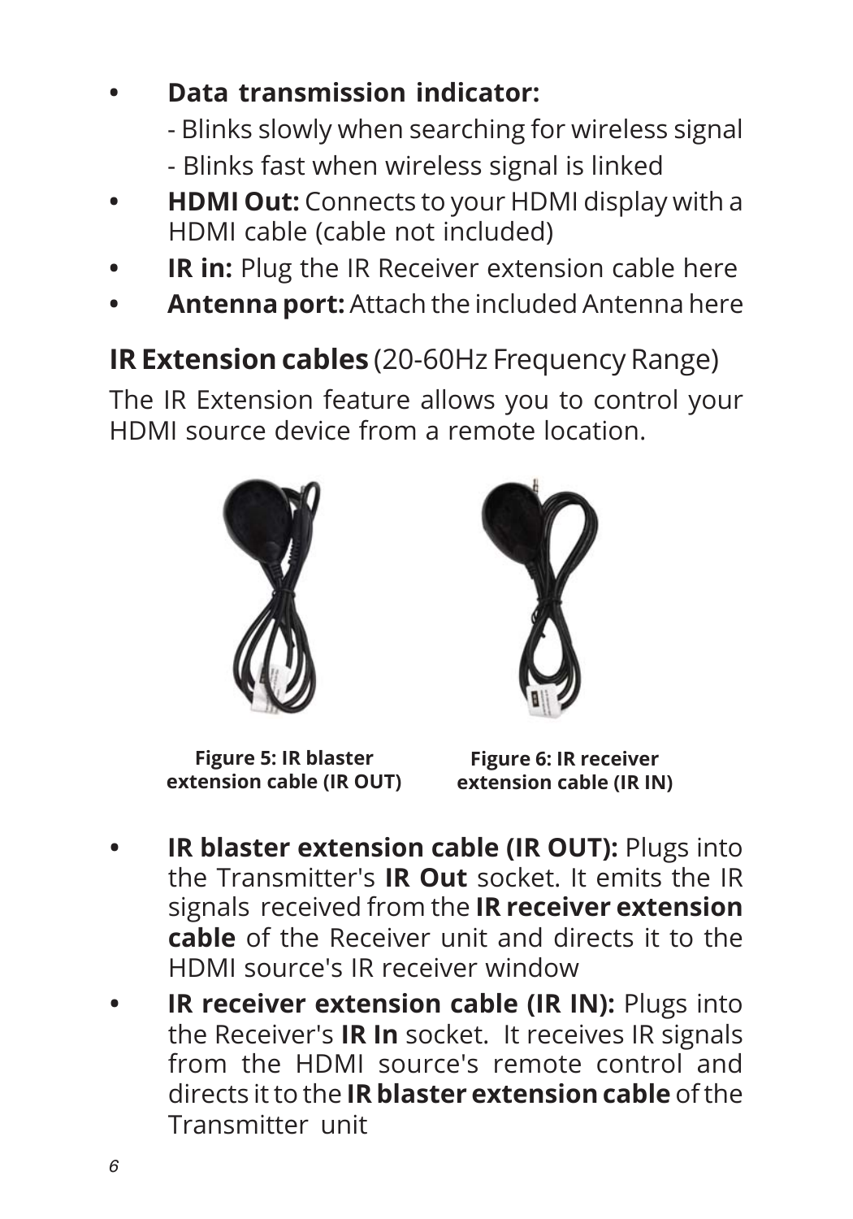- **Data transmission indicator:**
  - Blinks slowly when searching for wireless signal
  - Blinks fast when wireless signal is linked
- **HDMI Out:** Connects to your HDMI display with a HDMI cable (cable not included)
- **IR in:** Plug the IR Receiver extension cable here
- **Antenna port:** Attach the included Antenna here

## IR Extension cables (20-60Hz Frequency Range)

The IR Extension feature allows you to control your HDMI source device from a remote location.

**Figure 5: IR blaster extension cable (IR OUT)**

**Figure 6: IR receiver extension cable (IR IN)**

- **IR blaster extension cable (IR OUT):** Plugs into the Transmitter's **IR Out** socket. It emits the IR signals received from the **IR receiver extension cable** of the Receiver unit and directs it to the HDMI source's IR receiver window
- **IR receiver extension cable (IR IN):** Plugs into the Receiver's **IR In** socket. It receives IR signals from the HDMI source's remote control and directs it to the **IR blaster extension cable** of the Transmitter unit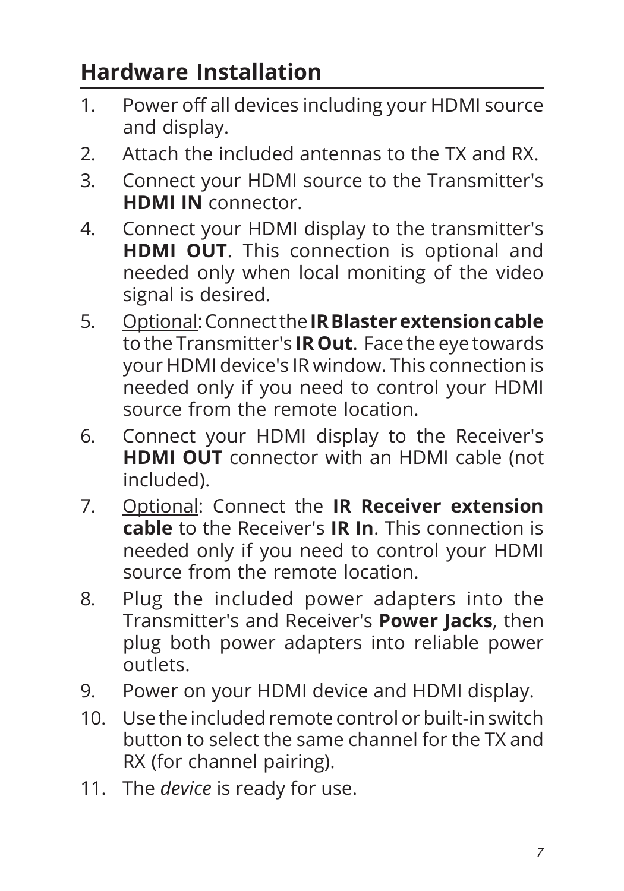## Hardware Installation

1. Power off all devices including your HDMI source and display.
2. Attach the included antennas to the TX and RX.
3. Connect your HDMI source to the Transmitter's **HDMI IN** connector.
4. Connect your HDMI display to the transmitter's **HDMI OUT**. This connection is optional and needed only when local moniting of the video signal is desired.
5. Optional: Connect the **IR Blaster extension cable** to the Transmitter's **IR Out**. Face the eye towards your HDMI device's IR window. This connection is needed only if you need to control your HDMI source from the remote location.
6. Connect your HDMI display to the Receiver's **HDMI OUT** connector with an HDMI cable (not included).
7. Optional: Connect the **IR Receiver extension cable** to the Receiver's **IR In**. This connection is needed only if you need to control your HDMI source from the remote location.
8. Plug the included power adapters into the Transmitter's and Receiver's **Power Jacks**, then plug both power adapters into reliable power outlets.
9. Power on your HDMI device and HDMI display.
10. Use the included remote control or built-in switch button to select the same channel for the TX and RX (for channel pairing).
11. The *device* is ready for use.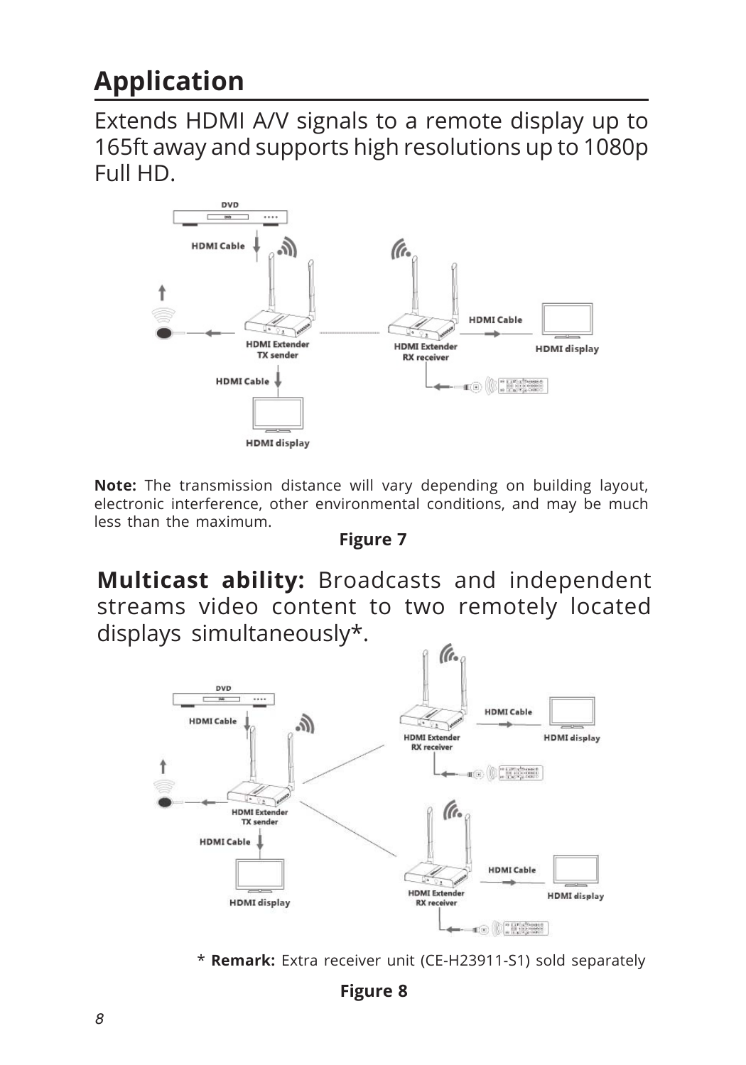# Application

Extends HDMI A/V signals to a remote display up to 165ft away and supports high resolutions up to 1080p Full HD.

**Note:** The transmission distance will vary depending on building layout, electronic interference, other environmental conditions, and may be much less than the maximum.

**Figure 7**

**Multicast ability:** Broadcasts and independent streams video content to two remotely located displays simultaneously*.

\* **Remark:** Extra receiver unit (CE-H23911-S1) sold separately

**Figure 8**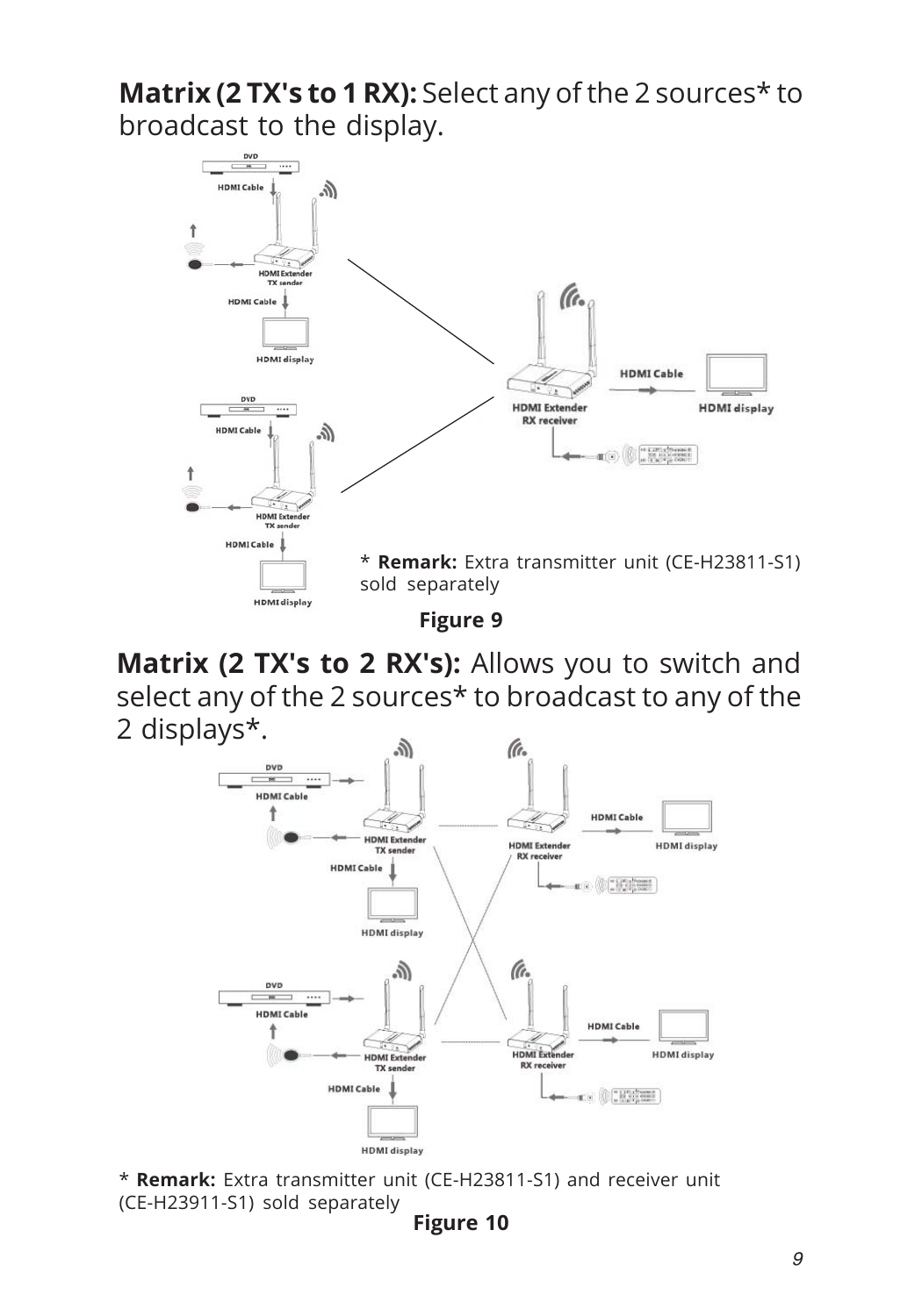**Matrix (2 TX's to 1 RX):** Select any of the 2 sources* to broadcast to the display.

\* **Remark:** Extra transmitter unit (CE-H23811-S1) sold separately

**Figure 9**

**Matrix (2 TX's to 2 RX's):** Allows you to switch and select any of the 2 sources* to broadcast to any of the 2 displays*.

\* **Remark:** Extra transmitter unit (CE-H23811-S1) and receiver unit (CE-H23911-S1) sold separately

**Figure 10**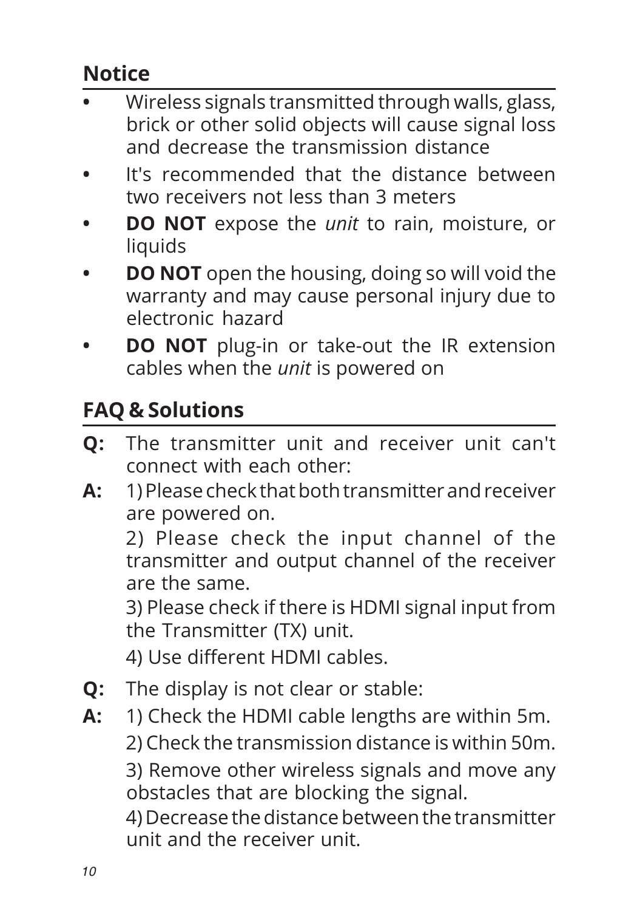## Notice

- Wireless signals transmitted through walls, glass, brick or other solid objects will cause signal loss and decrease the transmission distance
- It's recommended that the distance between two receivers not less than 3 meters
- **DO NOT** expose the *unit* to rain, moisture, or liquids
- **DO NOT** open the housing, doing so will void the warranty and may cause personal injury due to electronic hazard
- **DO NOT** plug-in or take-out the IR extension cables when the *unit* is powered on

## FAQ & Solutions

**Q:** The transmitter unit and receiver unit can't connect with each other:

**A:** 1) Please check that both transmitter and receiver are powered on.

2) Please check the input channel of the transmitter and output channel of the receiver are the same.

3) Please check if there is HDMI signal input from the Transmitter (TX) unit.

4) Use different HDMI cables.

**Q:** The display is not clear or stable:

**A:** 1) Check the HDMI cable lengths are within 5m.

2) Check the transmission distance is within 50m.

3) Remove other wireless signals and move any obstacles that are blocking the signal.

4) Decrease the distance between the transmitter unit and the receiver unit.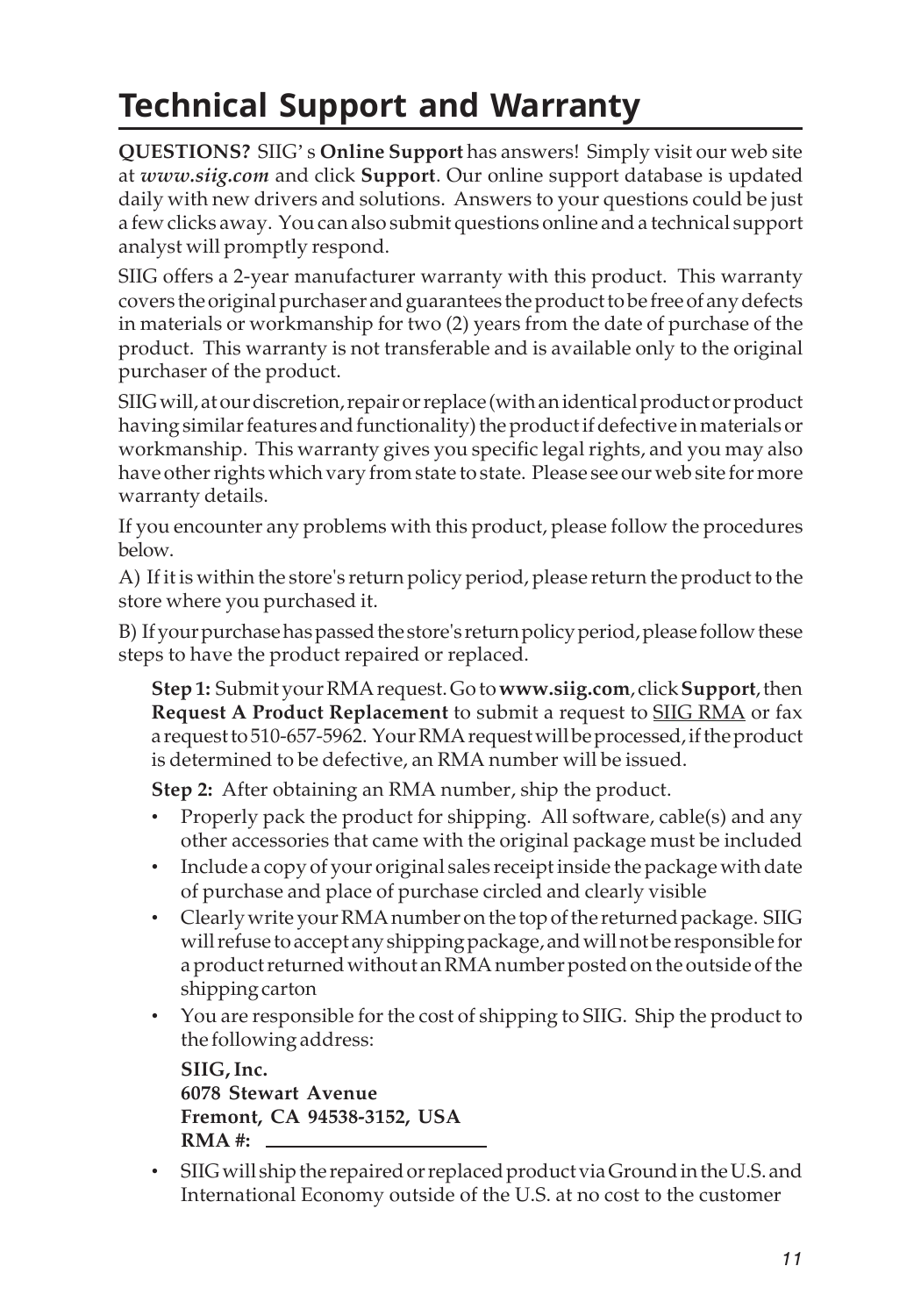# Technical Support and Warranty

**QUESTIONS?** SIIG' s **Online Support** has answers! Simply visit our web site at ***www.siig.com*** and click **Support**. Our online support database is updated daily with new drivers and solutions. Answers to your questions could be just a few clicks away. You can also submit questions online and a technical support analyst will promptly respond.

SIIG offers a 2-year manufacturer warranty with this product. This warranty covers the original purchaser and guarantees the product to be free of any defects in materials or workmanship for two (2) years from the date of purchase of the product. This warranty is not transferable and is available only to the original purchaser of the product.

SIIG will, at our discretion, repair or replace (with an identical product or product having similar features and functionality) the product if defective in materials or workmanship. This warranty gives you specific legal rights, and you may also have other rights which vary from state to state. Please see our web site for more warranty details.

If you encounter any problems with this product, please follow the procedures below.

A) If it is within the store's return policy period, please return the product to the store where you purchased it.

B) If your purchase has passed the store's return policy period, please follow these steps to have the product repaired or replaced.

**Step 1:** Submit your RMA request. Go to **www.siig.com**, click **Support**, then **Request A Product Replacement** to submit a request to SIIG RMA or fax a request to 510-657-5962. Your RMA request will be processed, if the product is determined to be defective, an RMA number will be issued.

**Step 2:** After obtaining an RMA number, ship the product.

- Properly pack the product for shipping. All software, cable(s) and any other accessories that came with the original package must be included
- Include a copy of your original sales receipt inside the package with date of purchase and place of purchase circled and clearly visible
- Clearly write your RMA number on the top of the returned package. SIIG will refuse to accept any shipping package, and will not be responsible for a product returned without an RMA number posted on the outside of the shipping carton
- You are responsible for the cost of shipping to SIIG. Ship the product to the following address:

  **SIIG, Inc.**
  **6078 Stewart Avenue**
  **Fremont, CA 94538-3152, USA**
  **RMA #:** ____________________

- SIIG will ship the repaired or replaced product via Ground in the U.S. and International Economy outside of the U.S. at no cost to the customer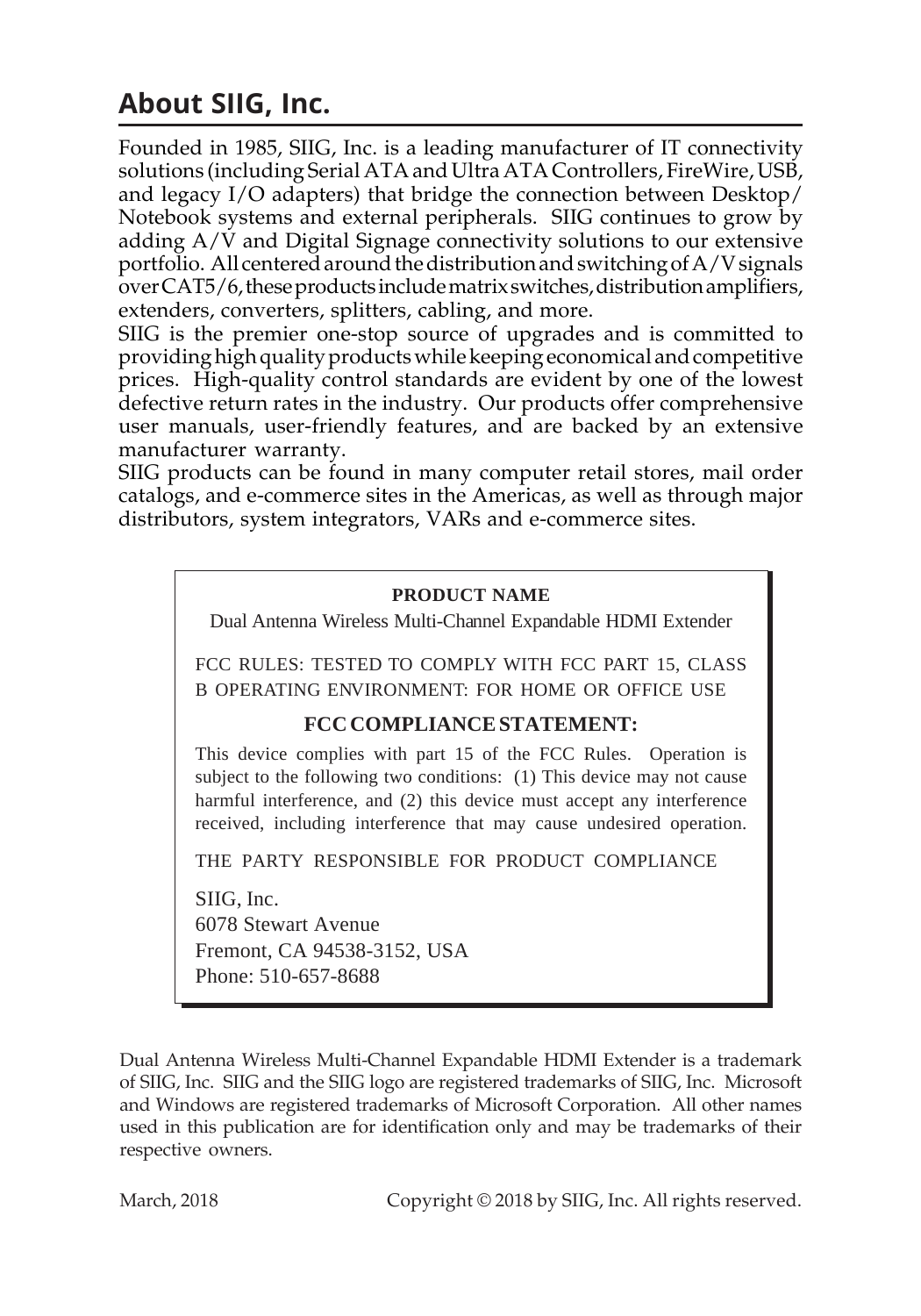## About SIIG, Inc.

Founded in 1985, SIIG, Inc. is a leading manufacturer of IT connectivity solutions (including Serial ATA and Ultra ATA Controllers, FireWire, USB, and legacy I/O adapters) that bridge the connection between Desktop/ Notebook systems and external peripherals. SIIG continues to grow by adding A/V and Digital Signage connectivity solutions to our extensive portfolio. All centered around the distribution and switching of A/V signals over CAT5/6, these products include matrix switches, distribution amplifiers, extenders, converters, splitters, cabling, and more.

SIIG is the premier one-stop source of upgrades and is committed to providing high quality products while keeping economical and competitive prices. High-quality control standards are evident by one of the lowest defective return rates in the industry. Our products offer comprehensive user manuals, user-friendly features, and are backed by an extensive manufacturer warranty.

SIIG products can be found in many computer retail stores, mail order catalogs, and e-commerce sites in the Americas, as well as through major distributors, system integrators, VARs and e-commerce sites.

**PRODUCT NAME**

Dual Antenna Wireless Multi-Channel Expandable HDMI Extender

FCC RULES: TESTED TO COMPLY WITH FCC PART 15, CLASS B OPERATING ENVIRONMENT: FOR HOME OR OFFICE USE

**FCC COMPLIANCE STATEMENT:**

This device complies with part 15 of the FCC Rules. Operation is subject to the following two conditions: (1) This device may not cause harmful interference, and (2) this device must accept any interference received, including interference that may cause undesired operation.

THE PARTY RESPONSIBLE FOR PRODUCT COMPLIANCE

SIIG, Inc.
6078 Stewart Avenue
Fremont, CA 94538-3152, USA
Phone: 510-657-8688

Dual Antenna Wireless Multi-Channel Expandable HDMI Extender is a trademark of SIIG, Inc. SIIG and the SIIG logo are registered trademarks of SIIG, Inc. Microsoft and Windows are registered trademarks of Microsoft Corporation. All other names used in this publication are for identification only and may be trademarks of their respective owners.

March, 2018 Copyright © 2018 by SIIG, Inc. All rights reserved.